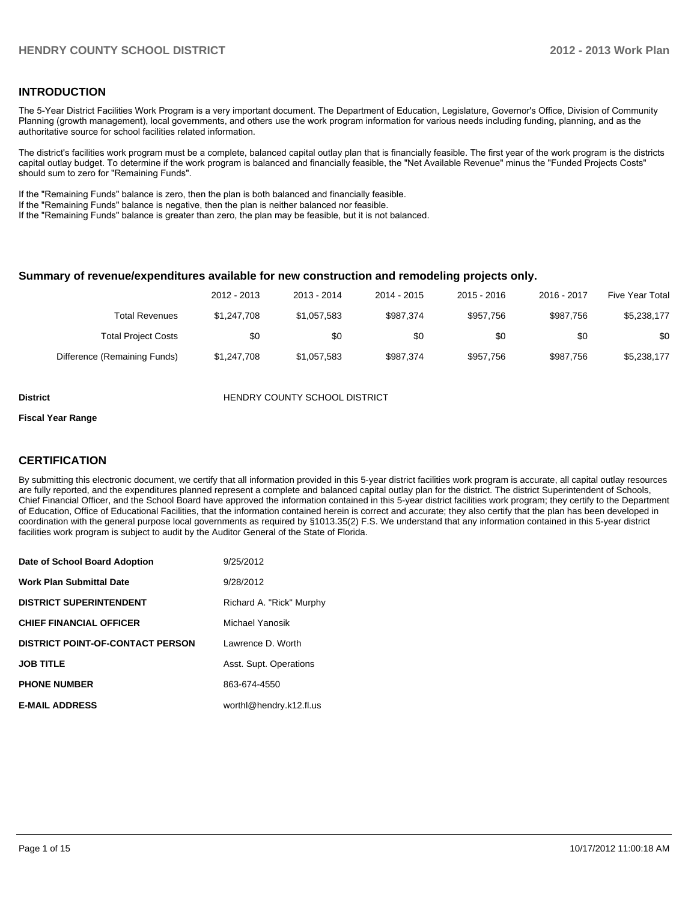## INTRODUCTION

The 5-Year District Facilities Work Program is a very important document. The Department of Education, Legislature, Governor's Office, Division of Community Planning (growth management), local governments, and others use the work program information for various needs including funding, planning, and as the authoritative source for school facilities related information.

The district's facilities work program must be a complete, balanced capital outlay plan that is financially feasible. The first year of the work program is the districts capital outlay budget. To determine if the work program is balanced and financially feasible, the "Net Available Revenue" minus the "Funded Projects Costs" should sum to zero for "Remaining Funds".

If the "Remaining Funds" balance is zero, then the plan is both balanced and financially feasible.
If the "Remaining Funds" balance is negative, then the plan is neither balanced nor feasible.
If the "Remaining Funds" balance is greater than zero, the plan may be feasible, but it is not balanced.

### Summary of revenue/expenditures available for new construction and remodeling projects only.

| | 2012 - 2013 | 2013 - 2014 | 2014 - 2015 | 2015 - 2016 | 2016 - 2017 | Five Year Total |
|---|---|---|---|---|---|---|
| Total Revenues | $1,247,708 | $1,057,583 | $987,374 | $957,756 | $987,756 | $5,238,177 |
| Total Project Costs | $0 | $0 | $0 | $0 | $0 | $0 |
| Difference (Remaining Funds) | $1,247,708 | $1,057,583 | $987,374 | $957,756 | $987,756 | $5,238,177 |

**District** HENDRY COUNTY SCHOOL DISTRICT

**Fiscal Year Range**

## CERTIFICATION

By submitting this electronic document, we certify that all information provided in this 5-year district facilities work program is accurate, all capital outlay resources are fully reported, and the expenditures planned represent a complete and balanced capital outlay plan for the district. The district Superintendent of Schools, Chief Financial Officer, and the School Board have approved the information contained in this 5-year district facilities work program; they certify to the Department of Education, Office of Educational Facilities, that the information contained herein is correct and accurate; they also certify that the plan has been developed in coordination with the general purpose local governments as required by §1013.35(2) F.S. We understand that any information contained in this 5-year district facilities work program is subject to audit by the Auditor General of the State of Florida.

| | |
|---|---|
| **Date of School Board Adoption** | 9/25/2012 |
| **Work Plan Submittal Date** | 9/28/2012 |
| **DISTRICT SUPERINTENDENT** | Richard A. "Rick" Murphy |
| **CHIEF FINANCIAL OFFICER** | Michael Yanosik |
| **DISTRICT POINT-OF-CONTACT PERSON** | Lawrence D. Worth |
| **JOB TITLE** | Asst. Supt. Operations |
| **PHONE NUMBER** | 863-674-4550 |
| **E-MAIL ADDRESS** | worthl@hendry.k12.fl.us |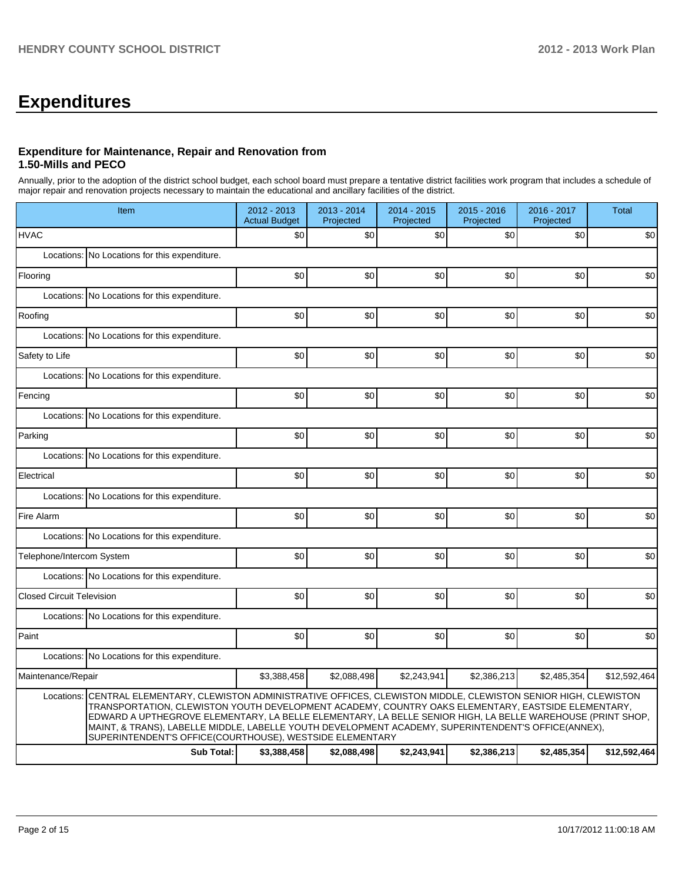# Expenditures

### Expenditure for Maintenance, Repair and Renovation from 1.50-Mills and PECO

Annually, prior to the adoption of the district school budget, each school board must prepare a tentative district facilities work program that includes a schedule of major repair and renovation projects necessary to maintain the educational and ancillary facilities of the district.

| Item | | 2012 - 2013 Actual Budget | 2013 - 2014 Projected | 2014 - 2015 Projected | 2015 - 2016 Projected | 2016 - 2017 Projected | Total |
|---|---|---|---|---|---|---|---|
| HVAC | | $0 | $0 | $0 | $0 | $0 | $0 |
| Locations: | No Locations for this expenditure. | | | | | | |
| Flooring | | $0 | $0 | $0 | $0 | $0 | $0 |
| Locations: | No Locations for this expenditure. | | | | | | |
| Roofing | | $0 | $0 | $0 | $0 | $0 | $0 |
| Locations: | No Locations for this expenditure. | | | | | | |
| Safety to Life | | $0 | $0 | $0 | $0 | $0 | $0 |
| Locations: | No Locations for this expenditure. | | | | | | |
| Fencing | | $0 | $0 | $0 | $0 | $0 | $0 |
| Locations: | No Locations for this expenditure. | | | | | | |
| Parking | | $0 | $0 | $0 | $0 | $0 | $0 |
| Locations: | No Locations for this expenditure. | | | | | | |
| Electrical | | $0 | $0 | $0 | $0 | $0 | $0 |
| Locations: | No Locations for this expenditure. | | | | | | |
| Fire Alarm | | $0 | $0 | $0 | $0 | $0 | $0 |
| Locations: | No Locations for this expenditure. | | | | | | |
| Telephone/Intercom System | | $0 | $0 | $0 | $0 | $0 | $0 |
| Locations: | No Locations for this expenditure. | | | | | | |
| Closed Circuit Television | | $0 | $0 | $0 | $0 | $0 | $0 |
| Locations: | No Locations for this expenditure. | | | | | | |
| Paint | | $0 | $0 | $0 | $0 | $0 | $0 |
| Locations: | No Locations for this expenditure. | | | | | | |
| Maintenance/Repair | | $3,388,458 | $2,088,498 | $2,243,941 | $2,386,213 | $2,485,354 | $12,592,464 |
| Locations: | CENTRAL ELEMENTARY, CLEWISTON ADMINISTRATIVE OFFICES, CLEWISTON MIDDLE, CLEWISTON SENIOR HIGH, CLEWISTON TRANSPORTATION, CLEWISTON YOUTH DEVELOPMENT ACADEMY, COUNTRY OAKS ELEMENTARY, EASTSIDE ELEMENTARY, EDWARD A UPTHEGROVE ELEMENTARY, LA BELLE ELEMENTARY, LA BELLE SENIOR HIGH, LA BELLE WAREHOUSE (PRINT SHOP, MAINT, & TRANS), LABELLE MIDDLE, LABELLE YOUTH DEVELOPMENT ACADEMY, SUPERINTENDENT'S OFFICE(ANNEX), SUPERINTENDENT'S OFFICE(COURTHOUSE), WESTSIDE ELEMENTARY | | | | | | |
| | **Sub Total:** | **$3,388,458** | **$2,088,498** | **$2,243,941** | **$2,386,213** | **$2,485,354** | **$12,592,464** |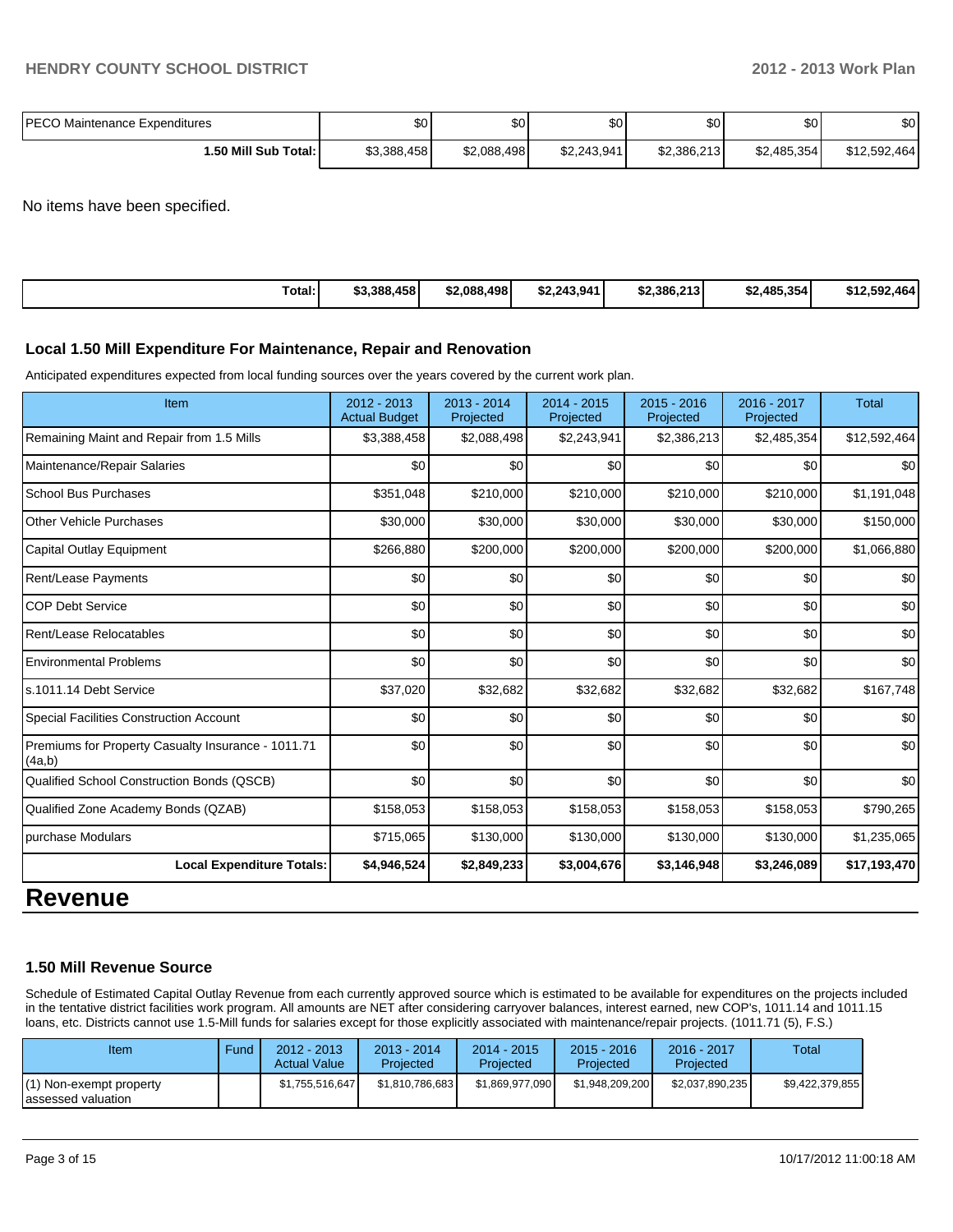| | | | | | | |
|---|---|---|---|---|---|---|
| PECO Maintenance Expenditures | $0 | $0 | $0 | $0 | $0 | $0 |
| **1.50 Mill Sub Total:** | $3,388,458 | $2,088,498 | $2,243,941 | $2,386,213 | $2,485,354 | $12,592,464 |

No items have been specified.

| | | | | | | |
|---|---|---|---|---|---|---|
| **Total:** | **$3,388,458** | **$2,088,498** | **$2,243,941** | **$2,386,213** | **$2,485,354** | **$12,592,464** |

### Local 1.50 Mill Expenditure For Maintenance, Repair and Renovation

Anticipated expenditures expected from local funding sources over the years covered by the current work plan.

| Item | 2012 - 2013 Actual Budget | 2013 - 2014 Projected | 2014 - 2015 Projected | 2015 - 2016 Projected | 2016 - 2017 Projected | Total |
|---|---|---|---|---|---|---|
| Remaining Maint and Repair from 1.5 Mills | $3,388,458 | $2,088,498 | $2,243,941 | $2,386,213 | $2,485,354 | $12,592,464 |
| Maintenance/Repair Salaries | $0 | $0 | $0 | $0 | $0 | $0 |
| School Bus Purchases | $351,048 | $210,000 | $210,000 | $210,000 | $210,000 | $1,191,048 |
| Other Vehicle Purchases | $30,000 | $30,000 | $30,000 | $30,000 | $30,000 | $150,000 |
| Capital Outlay Equipment | $266,880 | $200,000 | $200,000 | $200,000 | $200,000 | $1,066,880 |
| Rent/Lease Payments | $0 | $0 | $0 | $0 | $0 | $0 |
| COP Debt Service | $0 | $0 | $0 | $0 | $0 | $0 |
| Rent/Lease Relocatables | $0 | $0 | $0 | $0 | $0 | $0 |
| Environmental Problems | $0 | $0 | $0 | $0 | $0 | $0 |
| s.1011.14 Debt Service | $37,020 | $32,682 | $32,682 | $32,682 | $32,682 | $167,748 |
| Special Facilities Construction Account | $0 | $0 | $0 | $0 | $0 | $0 |
| Premiums for Property Casualty Insurance - 1011.71 (4a,b) | $0 | $0 | $0 | $0 | $0 | $0 |
| Qualified School Construction Bonds (QSCB) | $0 | $0 | $0 | $0 | $0 | $0 |
| Qualified Zone Academy Bonds (QZAB) | $158,053 | $158,053 | $158,053 | $158,053 | $158,053 | $790,265 |
| purchase Modulars | $715,065 | $130,000 | $130,000 | $130,000 | $130,000 | $1,235,065 |
| **Local Expenditure Totals:** | **$4,946,524** | **$2,849,233** | **$3,004,676** | **$3,146,948** | **$3,246,089** | **$17,193,470** |

# Revenue

### 1.50 Mill Revenue Source

Schedule of Estimated Capital Outlay Revenue from each currently approved source which is estimated to be available for expenditures on the projects included in the tentative district facilities work program. All amounts are NET after considering carryover balances, interest earned, new COP's, 1011.14 and 1011.15 loans, etc. Districts cannot use 1.5-Mill funds for salaries except for those explicitly associated with maintenance/repair projects. (1011.71 (5), F.S.)

| Item | Fund | 2012 - 2013 Actual Value | 2013 - 2014 Projected | 2014 - 2015 Projected | 2015 - 2016 Projected | 2016 - 2017 Projected | Total |
|---|---|---|---|---|---|---|---|
| (1) Non-exempt property assessed valuation | | $1,755,516,647 | $1,810,786,683 | $1,869,977,090 | $1,948,209,200 | $2,037,890,235 | $9,422,379,855 |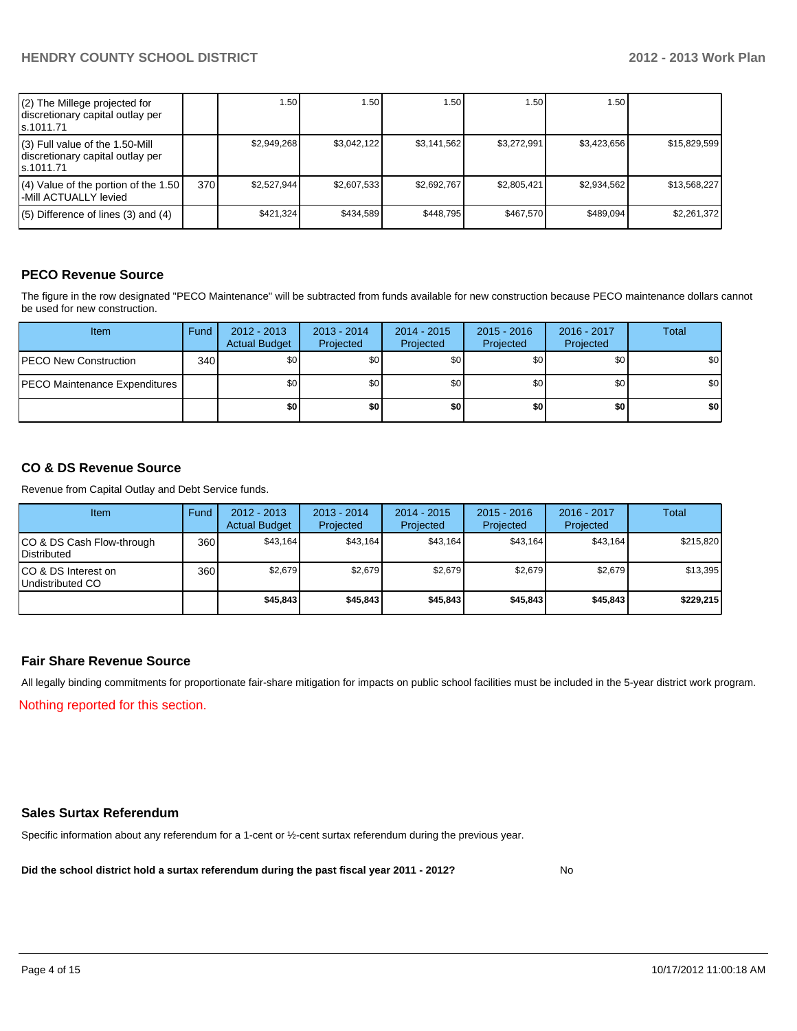| | | | | | | | |
|---|---|---|---|---|---|---|---|
| (2) The Millege projected for discretionary capital outlay per s.1011.71 | | 1.50 | 1.50 | 1.50 | 1.50 | 1.50 | |
| (3) Full value of the 1.50-Mill discretionary capital outlay per s.1011.71 | | $2,949,268 | $3,042,122 | $3,141,562 | $3,272,991 | $3,423,656 | $15,829,599 |
| (4) Value of the portion of the 1.50 -Mill ACTUALLY levied | 370 | $2,527,944 | $2,607,533 | $2,692,767 | $2,805,421 | $2,934,562 | $13,568,227 |
| (5) Difference of lines (3) and (4) | | $421,324 | $434,589 | $448,795 | $467,570 | $489,094 | $2,261,372 |

## PECO Revenue Source

The figure in the row designated "PECO Maintenance" will be subtracted from funds available for new construction because PECO maintenance dollars cannot be used for new construction.

| Item | Fund | 2012 - 2013 Actual Budget | 2013 - 2014 Projected | 2014 - 2015 Projected | 2015 - 2016 Projected | 2016 - 2017 Projected | Total |
|---|---|---|---|---|---|---|---|
| PECO New Construction | 340 | $0 | $0 | $0 | $0 | $0 | $0 |
| PECO Maintenance Expenditures | | $0 | $0 | $0 | $0 | $0 | $0 |
| | | **$0** | **$0** | **$0** | **$0** | **$0** | **$0** |

## CO & DS Revenue Source

Revenue from Capital Outlay and Debt Service funds.

| Item | Fund | 2012 - 2013 Actual Budget | 2013 - 2014 Projected | 2014 - 2015 Projected | 2015 - 2016 Projected | 2016 - 2017 Projected | Total |
|---|---|---|---|---|---|---|---|
| CO & DS Cash Flow-through Distributed | 360 | $43,164 | $43,164 | $43,164 | $43,164 | $43,164 | $215,820 |
| CO & DS Interest on Undistributed CO | 360 | $2,679 | $2,679 | $2,679 | $2,679 | $2,679 | $13,395 |
| | | **$45,843** | **$45,843** | **$45,843** | **$45,843** | **$45,843** | **$229,215** |

## Fair Share Revenue Source

All legally binding commitments for proportionate fair-share mitigation for impacts on public school facilities must be included in the 5-year district work program.

Nothing reported for this section.

## Sales Surtax Referendum

Specific information about any referendum for a 1-cent or ½-cent surtax referendum during the previous year.

**Did the school district hold a surtax referendum during the past fiscal year 2011 - 2012?** No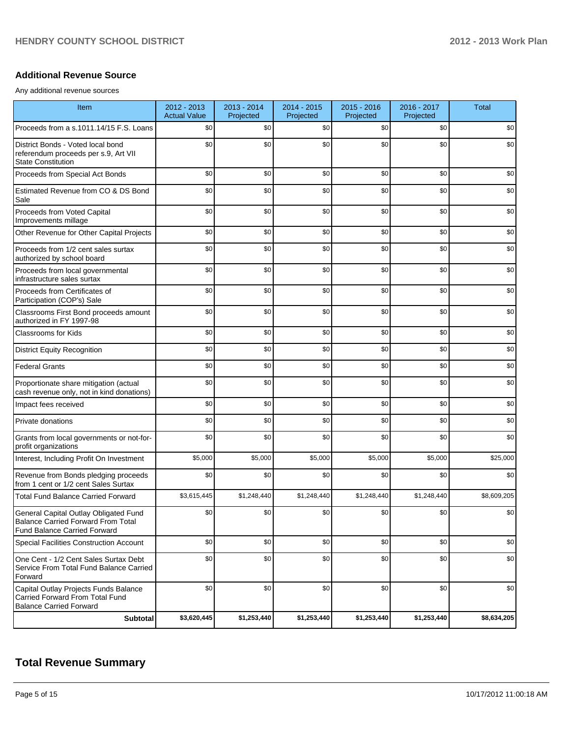## Additional Revenue Source

Any additional revenue sources

| Item | 2012 - 2013 Actual Value | 2013 - 2014 Projected | 2014 - 2015 Projected | 2015 - 2016 Projected | 2016 - 2017 Projected | Total |
|---|---|---|---|---|---|---|
| Proceeds from a s.1011.14/15 F.S. Loans | $0 | $0 | $0 | $0 | $0 | $0 |
| District Bonds - Voted local bond referendum proceeds per s.9, Art VII State Constitution | $0 | $0 | $0 | $0 | $0 | $0 |
| Proceeds from Special Act Bonds | $0 | $0 | $0 | $0 | $0 | $0 |
| Estimated Revenue from CO & DS Bond Sale | $0 | $0 | $0 | $0 | $0 | $0 |
| Proceeds from Voted Capital Improvements millage | $0 | $0 | $0 | $0 | $0 | $0 |
| Other Revenue for Other Capital Projects | $0 | $0 | $0 | $0 | $0 | $0 |
| Proceeds from 1/2 cent sales surtax authorized by school board | $0 | $0 | $0 | $0 | $0 | $0 |
| Proceeds from local governmental infrastructure sales surtax | $0 | $0 | $0 | $0 | $0 | $0 |
| Proceeds from Certificates of Participation (COP's) Sale | $0 | $0 | $0 | $0 | $0 | $0 |
| Classrooms First Bond proceeds amount authorized in FY 1997-98 | $0 | $0 | $0 | $0 | $0 | $0 |
| Classrooms for Kids | $0 | $0 | $0 | $0 | $0 | $0 |
| District Equity Recognition | $0 | $0 | $0 | $0 | $0 | $0 |
| Federal Grants | $0 | $0 | $0 | $0 | $0 | $0 |
| Proportionate share mitigation (actual cash revenue only, not in kind donations) | $0 | $0 | $0 | $0 | $0 | $0 |
| Impact fees received | $0 | $0 | $0 | $0 | $0 | $0 |
| Private donations | $0 | $0 | $0 | $0 | $0 | $0 |
| Grants from local governments or not-for-profit organizations | $0 | $0 | $0 | $0 | $0 | $0 |
| Interest, Including Profit On Investment | $5,000 | $5,000 | $5,000 | $5,000 | $5,000 | $25,000 |
| Revenue from Bonds pledging proceeds from 1 cent or 1/2 cent Sales Surtax | $0 | $0 | $0 | $0 | $0 | $0 |
| Total Fund Balance Carried Forward | $3,615,445 | $1,248,440 | $1,248,440 | $1,248,440 | $1,248,440 | $8,609,205 |
| General Capital Outlay Obligated Fund Balance Carried Forward From Total Fund Balance Carried Forward | $0 | $0 | $0 | $0 | $0 | $0 |
| Special Facilities Construction Account | $0 | $0 | $0 | $0 | $0 | $0 |
| One Cent - 1/2 Cent Sales Surtax Debt Service From Total Fund Balance Carried Forward | $0 | $0 | $0 | $0 | $0 | $0 |
| Capital Outlay Projects Funds Balance Carried Forward From Total Fund Balance Carried Forward | $0 | $0 | $0 | $0 | $0 | $0 |
| **Subtotal** | **$3,620,445** | **$1,253,440** | **$1,253,440** | **$1,253,440** | **$1,253,440** | **$8,634,205** |

# Total Revenue Summary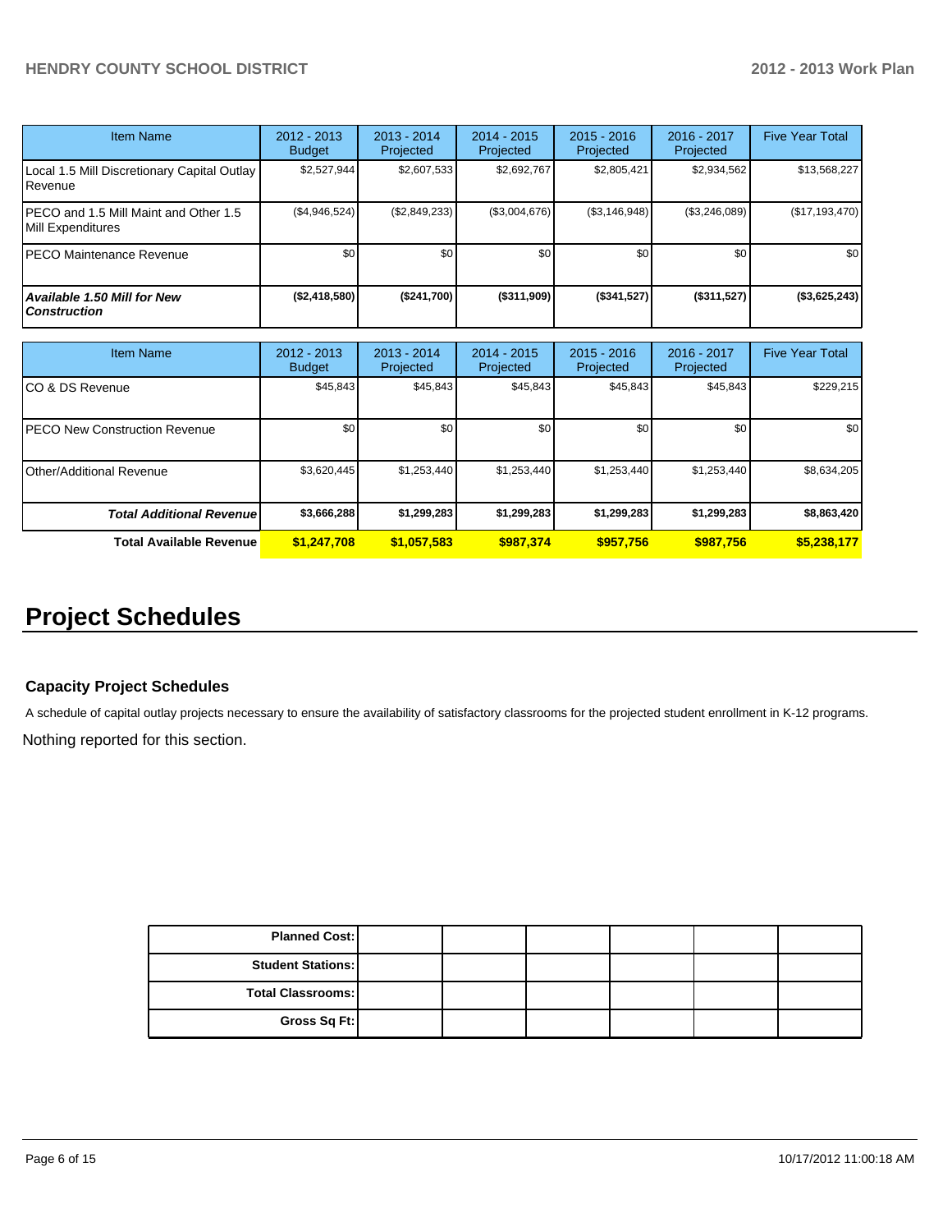| Item Name | 2012 - 2013 Budget | 2013 - 2014 Projected | 2014 - 2015 Projected | 2015 - 2016 Projected | 2016 - 2017 Projected | Five Year Total |
|---|---|---|---|---|---|---|
| Local 1.5 Mill Discretionary Capital Outlay Revenue | $2,527,944 | $2,607,533 | $2,692,767 | $2,805,421 | $2,934,562 | $13,568,227 |
| PECO and 1.5 Mill Maint and Other 1.5 Mill Expenditures | ($4,946,524) | ($2,849,233) | ($3,004,676) | ($3,146,948) | ($3,246,089) | ($17,193,470) |
| PECO Maintenance Revenue | $0 | $0 | $0 | $0 | $0 | $0 |
| ***Available 1.50 Mill for New Construction*** | **($2,418,580)** | **($241,700)** | **($311,909)** | **($341,527)** | **($311,527)** | **($3,625,243)** |

| Item Name | 2012 - 2013 Budget | 2013 - 2014 Projected | 2014 - 2015 Projected | 2015 - 2016 Projected | 2016 - 2017 Projected | Five Year Total |
|---|---|---|---|---|---|---|
| CO & DS Revenue | $45,843 | $45,843 | $45,843 | $45,843 | $45,843 | $229,215 |
| PECO New Construction Revenue | $0 | $0 | $0 | $0 | $0 | $0 |
| Other/Additional Revenue | $3,620,445 | $1,253,440 | $1,253,440 | $1,253,440 | $1,253,440 | $8,634,205 |
| ***Total Additional Revenue*** | **$3,666,288** | **$1,299,283** | **$1,299,283** | **$1,299,283** | **$1,299,283** | **$8,863,420** |
| **Total Available Revenue** | **$1,247,708** | **$1,057,583** | **$987,374** | **$957,756** | **$987,756** | **$5,238,177** |

# Project Schedules

### Capacity Project Schedules

A schedule of capital outlay projects necessary to ensure the availability of satisfactory classrooms for the projected student enrollment in K-12 programs.

Nothing reported for this section.

| | | | | | | |
|---|---|---|---|---|---|---|
| **Planned Cost:** | | | | | | |
| **Student Stations:** | | | | | | |
| **Total Classrooms:** | | | | | | |
| **Gross Sq Ft:** | | | | | | |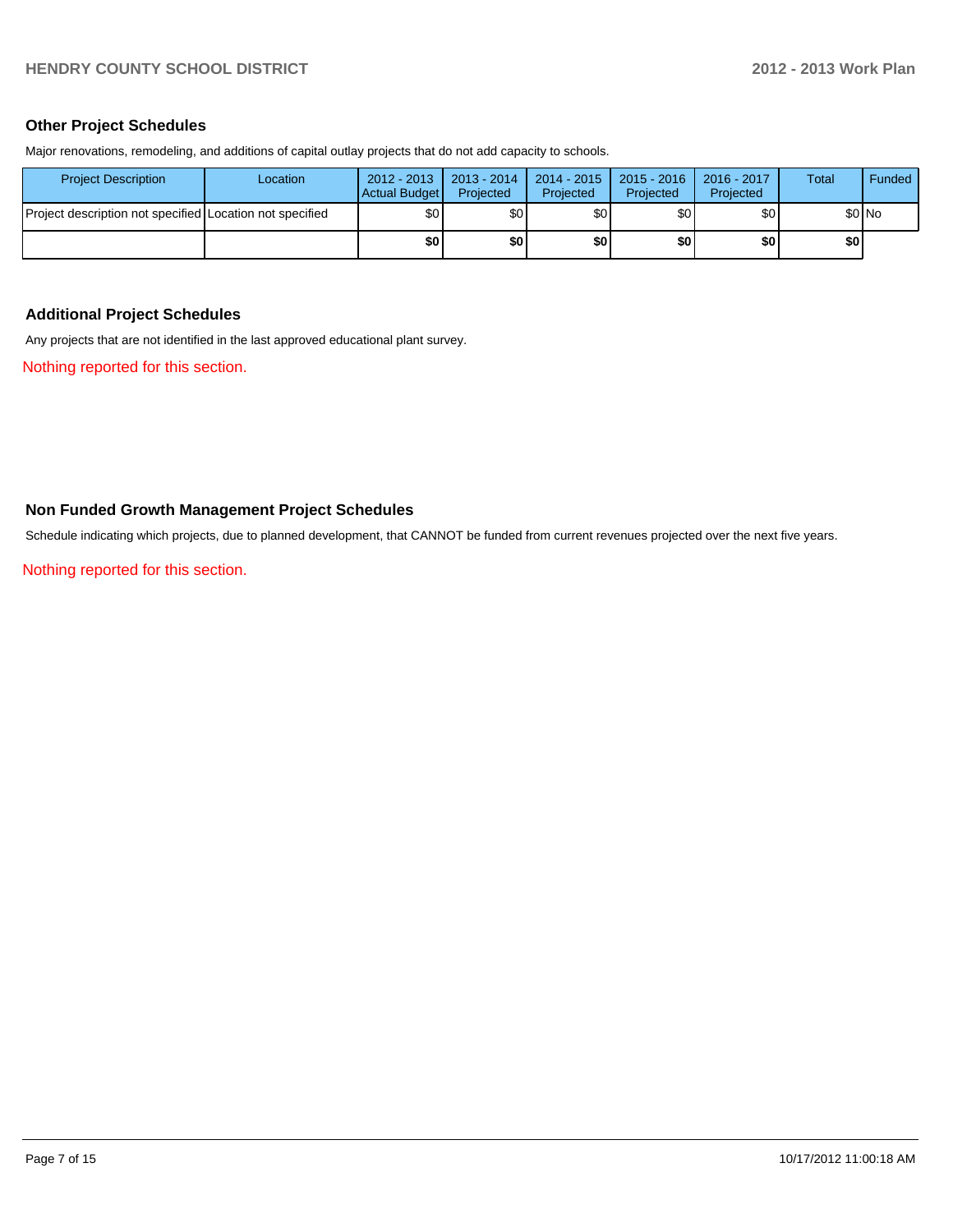## Other Project Schedules

Major renovations, remodeling, and additions of capital outlay projects that do not add capacity to schools.

| Project Description | Location | 2012 - 2013 Actual Budget | 2013 - 2014 Projected | 2014 - 2015 Projected | 2015 - 2016 Projected | 2016 - 2017 Projected | Total | Funded |
|---|---|---|---|---|---|---|---|---|
| Project description not specified | Location not specified | $0 | $0 | $0 | $0 | $0 | $0 | No |
| | | **$0** | **$0** | **$0** | **$0** | **$0** | **$0** | |

## Additional Project Schedules

Any projects that are not identified in the last approved educational plant survey.

Nothing reported for this section.

## Non Funded Growth Management Project Schedules

Schedule indicating which projects, due to planned development, that CANNOT be funded from current revenues projected over the next five years.

Nothing reported for this section.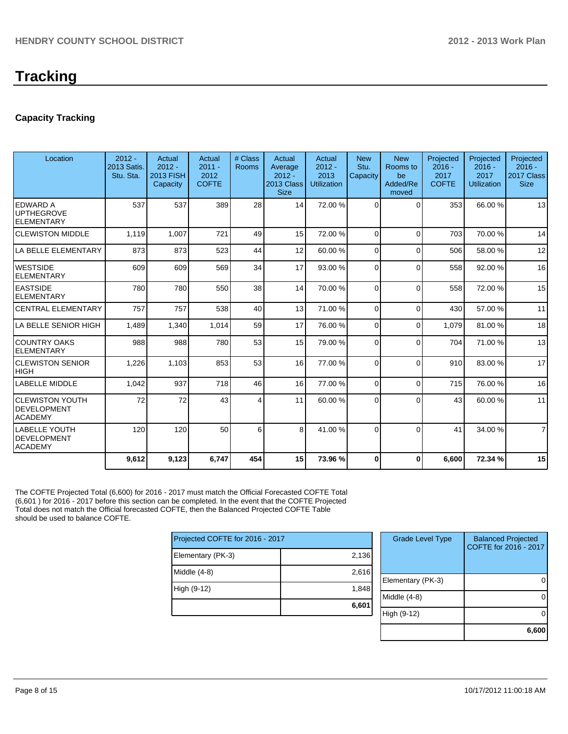# Tracking

### Capacity Tracking

| Location | 2012 - 2013 Satis. Stu. Sta. | Actual 2012 - 2013 FISH Capacity | Actual 2011 - 2012 COFTE | # Class Rooms | Actual Average 2012 - 2013 Class Size | Actual 2012 - 2013 Utilization | New Stu. Capacity | New Rooms to be Added/Removed | Projected 2016 - 2017 COFTE | Projected 2016 - 2017 Utilization | Projected 2016 - 2017 Class Size |
|---|---|---|---|---|---|---|---|---|---|---|---|
| EDWARD A UPTHEGROVE ELEMENTARY | 537 | 537 | 389 | 28 | 14 | 72.00 % | 0 | 0 | 353 | 66.00 % | 13 |
| CLEWISTON MIDDLE | 1,119 | 1,007 | 721 | 49 | 15 | 72.00 % | 0 | 0 | 703 | 70.00 % | 14 |
| LA BELLE ELEMENTARY | 873 | 873 | 523 | 44 | 12 | 60.00 % | 0 | 0 | 506 | 58.00 % | 12 |
| WESTSIDE ELEMENTARY | 609 | 609 | 569 | 34 | 17 | 93.00 % | 0 | 0 | 558 | 92.00 % | 16 |
| EASTSIDE ELEMENTARY | 780 | 780 | 550 | 38 | 14 | 70.00 % | 0 | 0 | 558 | 72.00 % | 15 |
| CENTRAL ELEMENTARY | 757 | 757 | 538 | 40 | 13 | 71.00 % | 0 | 0 | 430 | 57.00 % | 11 |
| LA BELLE SENIOR HIGH | 1,489 | 1,340 | 1,014 | 59 | 17 | 76.00 % | 0 | 0 | 1,079 | 81.00 % | 18 |
| COUNTRY OAKS ELEMENTARY | 988 | 988 | 780 | 53 | 15 | 79.00 % | 0 | 0 | 704 | 71.00 % | 13 |
| CLEWISTON SENIOR HIGH | 1,226 | 1,103 | 853 | 53 | 16 | 77.00 % | 0 | 0 | 910 | 83.00 % | 17 |
| LABELLE MIDDLE | 1,042 | 937 | 718 | 46 | 16 | 77.00 % | 0 | 0 | 715 | 76.00 % | 16 |
| CLEWISTON YOUTH DEVELOPMENT ACADEMY | 72 | 72 | 43 | 4 | 11 | 60.00 % | 0 | 0 | 43 | 60.00 % | 11 |
| LABELLE YOUTH DEVELOPMENT ACADEMY | 120 | 120 | 50 | 6 | 8 | 41.00 % | 0 | 0 | 41 | 34.00 % | 7 |
| | **9,612** | **9,123** | **6,747** | **454** | **15** | **73.96 %** | **0** | **0** | **6,600** | **72.34 %** | **15** |

The COFTE Projected Total (6,600) for 2016 - 2017 must match the Official Forecasted COFTE Total (6,601 ) for 2016 - 2017 before this section can be completed. In the event that the COFTE Projected Total does not match the Official forecasted COFTE, then the Balanced Projected COFTE Table should be used to balance COFTE.

| Projected COFTE for 2016 - 2017 | |
|---|---|
| Elementary (PK-3) | 2,136 |
| Middle (4-8) | 2,616 |
| High (9-12) | 1,848 |
| | **6,601** |

| Grade Level Type | Balanced Projected COFTE for 2016 - 2017 |
|---|---|
| Elementary (PK-3) | 0 |
| Middle (4-8) | 0 |
| High (9-12) | 0 |
| | **6,600** |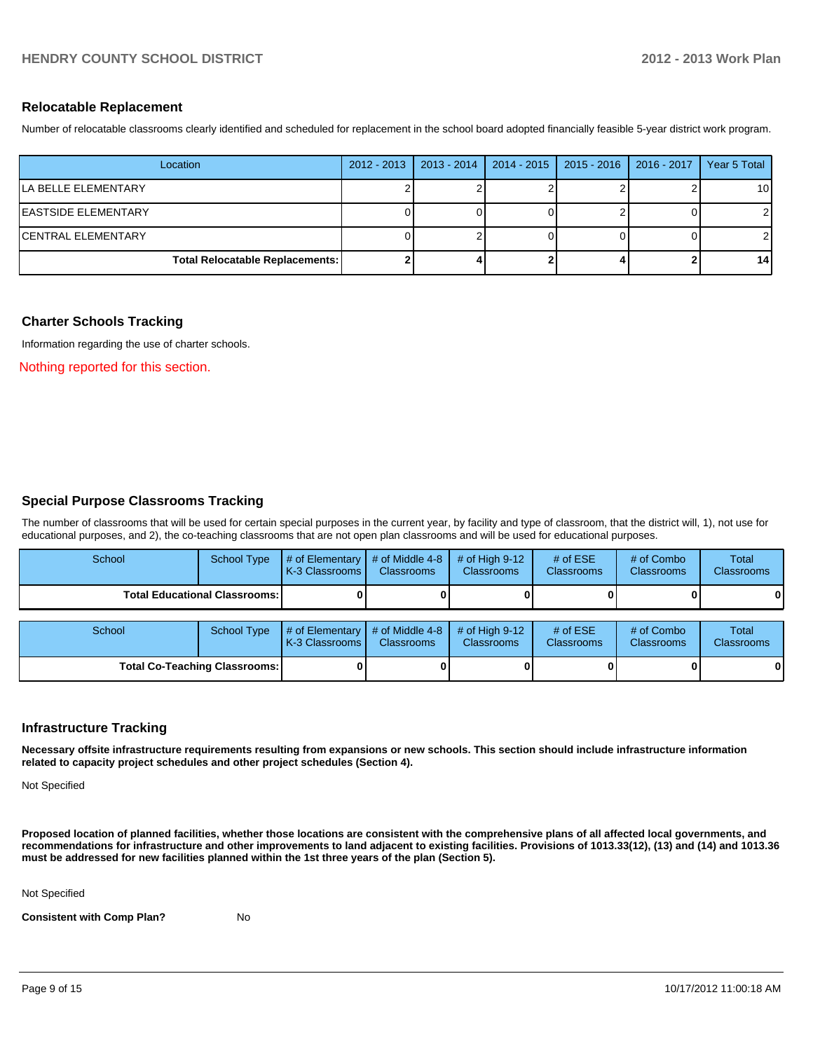## Relocatable Replacement

Number of relocatable classrooms clearly identified and scheduled for replacement in the school board adopted financially feasible 5-year district work program.

| Location | 2012 - 2013 | 2013 - 2014 | 2014 - 2015 | 2015 - 2016 | 2016 - 2017 | Year 5 Total |
|---|---|---|---|---|---|---|
| LA BELLE ELEMENTARY | 2 | 2 | 2 | 2 | 2 | 10 |
| EASTSIDE ELEMENTARY | 0 | 0 | 0 | 2 | 0 | 2 |
| CENTRAL ELEMENTARY | 0 | 2 | 0 | 0 | 0 | 2 |
| **Total Relocatable Replacements:** | **2** | **4** | **2** | **4** | **2** | **14** |

## Charter Schools Tracking

Information regarding the use of charter schools.

Nothing reported for this section.

## Special Purpose Classrooms Tracking

The number of classrooms that will be used for certain special purposes in the current year, by facility and type of classroom, that the district will, 1), not use for educational purposes, and 2), the co-teaching classrooms that are not open plan classrooms and will be used for educational purposes.

| School | School Type | # of Elementary K-3 Classrooms | # of Middle 4-8 Classrooms | # of High 9-12 Classrooms | # of ESE Classrooms | # of Combo Classrooms | Total Classrooms |
|---|---|---|---|---|---|---|---|
| **Total Educational Classrooms:** | | **0** | **0** | **0** | **0** | **0** | **0** |

| School | School Type | # of Elementary K-3 Classrooms | # of Middle 4-8 Classrooms | # of High 9-12 Classrooms | # of ESE Classrooms | # of Combo Classrooms | Total Classrooms |
|---|---|---|---|---|---|---|---|
| **Total Co-Teaching Classrooms:** | | **0** | **0** | **0** | **0** | **0** | **0** |

## Infrastructure Tracking

**Necessary offsite infrastructure requirements resulting from expansions or new schools. This section should include infrastructure information related to capacity project schedules and other project schedules (Section 4).**

Not Specified

**Proposed location of planned facilities, whether those locations are consistent with the comprehensive plans of all affected local governments, and recommendations for infrastructure and other improvements to land adjacent to existing facilities. Provisions of 1013.33(12), (13) and (14) and 1013.36 must be addressed for new facilities planned within the 1st three years of the plan (Section 5).**

Not Specified

**Consistent with Comp Plan?** No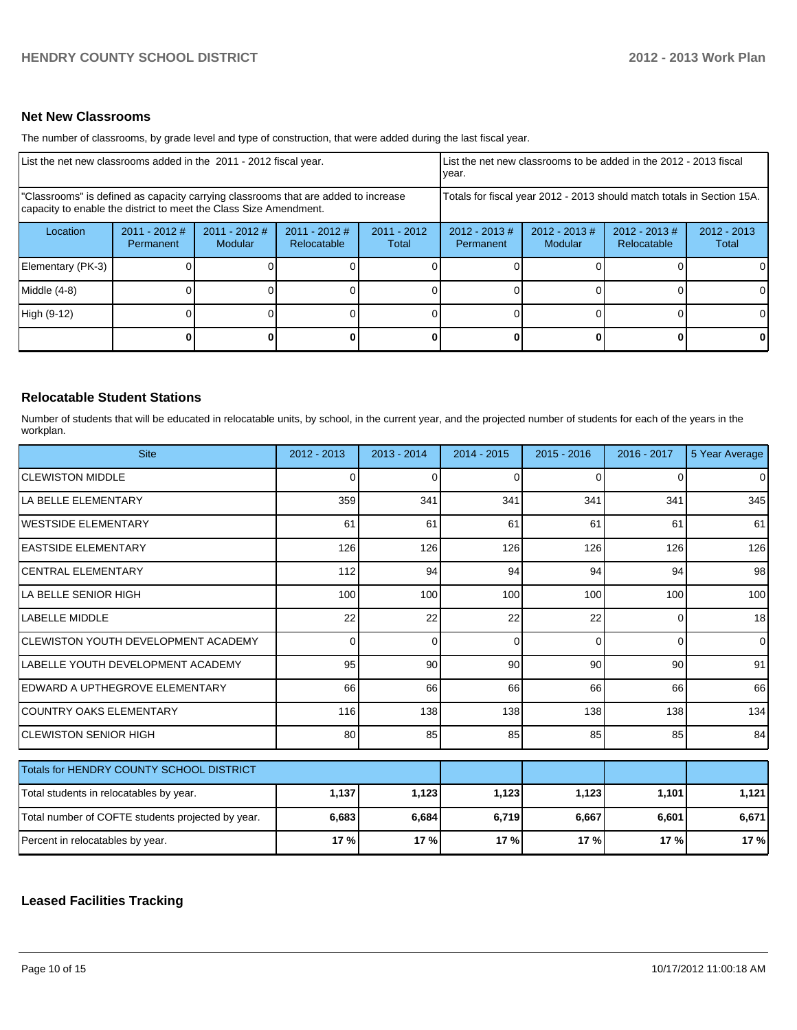## Net New Classrooms

The number of classrooms, by grade level and type of construction, that were added during the last fiscal year.

| List the net new classrooms added in the 2011 - 2012 fiscal year. | | | | | List the net new classrooms to be added in the 2012 - 2013 fiscal year. | | | |
|---|---|---|---|---|---|---|---|---|
| "Classrooms" is defined as capacity carrying classrooms that are added to increase capacity to enable the district to meet the Class Size Amendment. | | | | | Totals for fiscal year 2012 - 2013 should match totals in Section 15A. | | | |
| Location | 2011 - 2012 # Permanent | 2011 - 2012 # Modular | 2011 - 2012 # Relocatable | 2011 - 2012 Total | 2012 - 2013 # Permanent | 2012 - 2013 # Modular | 2012 - 2013 # Relocatable | 2012 - 2013 Total |
| Elementary (PK-3) | 0 | 0 | 0 | 0 | 0 | 0 | 0 | 0 |
| Middle (4-8) | 0 | 0 | 0 | 0 | 0 | 0 | 0 | 0 |
| High (9-12) | 0 | 0 | 0 | 0 | 0 | 0 | 0 | 0 |
| | **0** | **0** | **0** | **0** | **0** | **0** | **0** | **0** |

## Relocatable Student Stations

Number of students that will be educated in relocatable units, by school, in the current year, and the projected number of students for each of the years in the workplan.

| Site | 2012 - 2013 | 2013 - 2014 | 2014 - 2015 | 2015 - 2016 | 2016 - 2017 | 5 Year Average |
|---|---|---|---|---|---|---|
| CLEWISTON MIDDLE | 0 | 0 | 0 | 0 | 0 | 0 |
| LA BELLE ELEMENTARY | 359 | 341 | 341 | 341 | 341 | 345 |
| WESTSIDE ELEMENTARY | 61 | 61 | 61 | 61 | 61 | 61 |
| EASTSIDE ELEMENTARY | 126 | 126 | 126 | 126 | 126 | 126 |
| CENTRAL ELEMENTARY | 112 | 94 | 94 | 94 | 94 | 98 |
| LA BELLE SENIOR HIGH | 100 | 100 | 100 | 100 | 100 | 100 |
| LABELLE MIDDLE | 22 | 22 | 22 | 22 | 0 | 18 |
| CLEWISTON YOUTH DEVELOPMENT ACADEMY | 0 | 0 | 0 | 0 | 0 | 0 |
| LABELLE YOUTH DEVELOPMENT ACADEMY | 95 | 90 | 90 | 90 | 90 | 91 |
| EDWARD A UPTHEGROVE ELEMENTARY | 66 | 66 | 66 | 66 | 66 | 66 |
| COUNTRY OAKS ELEMENTARY | 116 | 138 | 138 | 138 | 138 | 134 |
| CLEWISTON SENIOR HIGH | 80 | 85 | 85 | 85 | 85 | 84 |

| Totals for HENDRY COUNTY SCHOOL DISTRICT | | | | | | |
|---|---|---|---|---|---|---|
| Total students in relocatables by year. | **1,137** | **1,123** | **1,123** | **1,123** | **1,101** | **1,121** |
| Total number of COFTE students projected by year. | **6,683** | **6,684** | **6,719** | **6,667** | **6,601** | **6,671** |
| Percent in relocatables by year. | **17 %** | **17 %** | **17 %** | **17 %** | **17 %** | **17 %** |

## Leased Facilities Tracking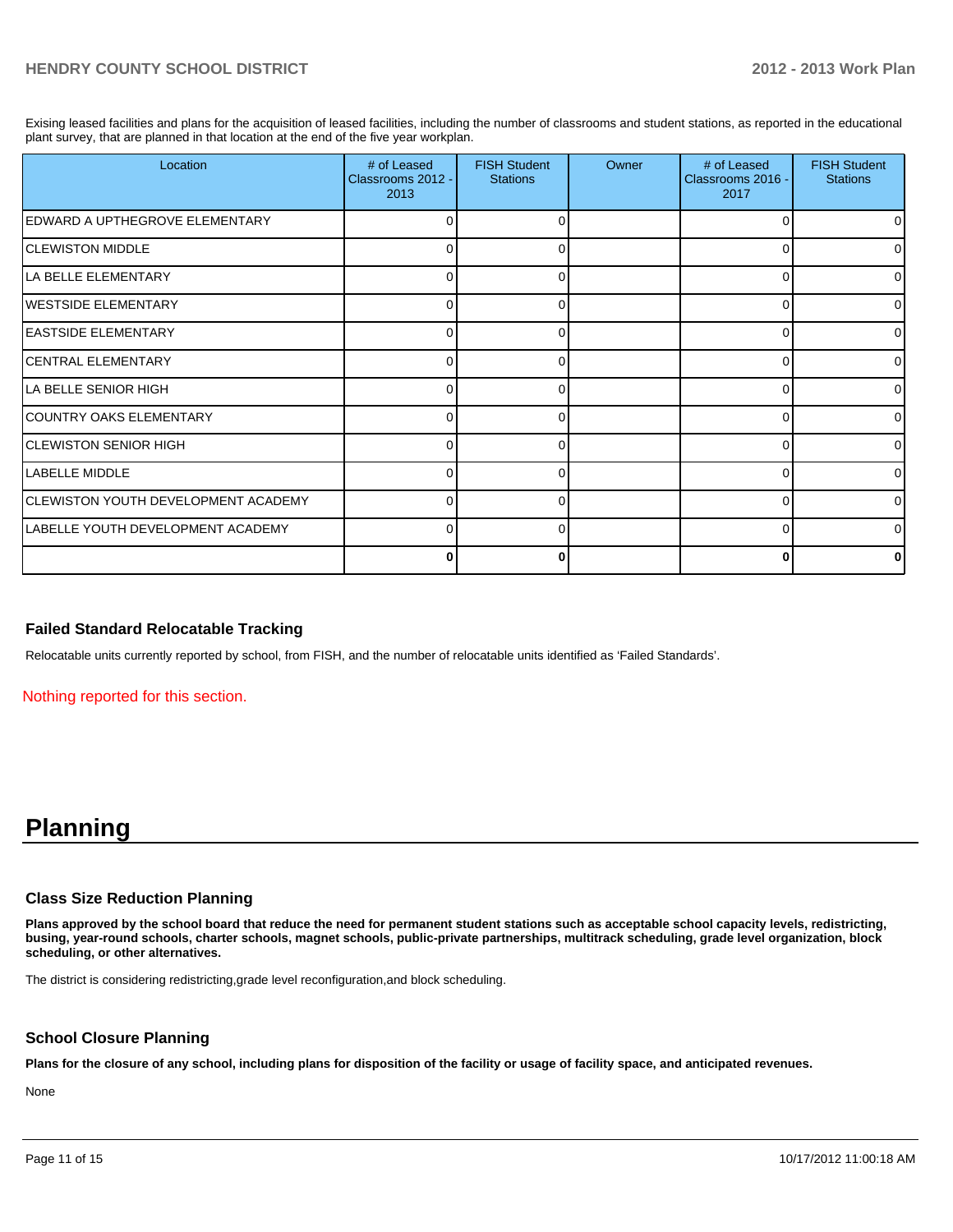Exising leased facilities and plans for the acquisition of leased facilities, including the number of classrooms and student stations, as reported in the educational plant survey, that are planned in that location at the end of the five year workplan.

| Location | # of Leased Classrooms 2012 - 2013 | FISH Student Stations | Owner | # of Leased Classrooms 2016 - 2017 | FISH Student Stations |
|---|---|---|---|---|---|
| EDWARD A UPTHEGROVE ELEMENTARY | 0 | 0 | | 0 | 0 |
| CLEWISTON MIDDLE | 0 | 0 | | 0 | 0 |
| LA BELLE ELEMENTARY | 0 | 0 | | 0 | 0 |
| WESTSIDE ELEMENTARY | 0 | 0 | | 0 | 0 |
| EASTSIDE ELEMENTARY | 0 | 0 | | 0 | 0 |
| CENTRAL ELEMENTARY | 0 | 0 | | 0 | 0 |
| LA BELLE SENIOR HIGH | 0 | 0 | | 0 | 0 |
| COUNTRY OAKS ELEMENTARY | 0 | 0 | | 0 | 0 |
| CLEWISTON SENIOR HIGH | 0 | 0 | | 0 | 0 |
| LABELLE MIDDLE | 0 | 0 | | 0 | 0 |
| CLEWISTON YOUTH DEVELOPMENT ACADEMY | 0 | 0 | | 0 | 0 |
| LABELLE YOUTH DEVELOPMENT ACADEMY | 0 | 0 | | 0 | 0 |
| | **0** | **0** | | **0** | **0** |

### Failed Standard Relocatable Tracking

Relocatable units currently reported by school, from FISH, and the number of relocatable units identified as 'Failed Standards'.

Nothing reported for this section.

# Planning

### Class Size Reduction Planning

**Plans approved by the school board that reduce the need for permanent student stations such as acceptable school capacity levels, redistricting, busing, year-round schools, charter schools, magnet schools, public-private partnerships, multitrack scheduling, grade level organization, block scheduling, or other alternatives.**

The district is considering redistricting,grade level reconfiguration,and block scheduling.

### School Closure Planning

**Plans for the closure of any school, including plans for disposition of the facility or usage of facility space, and anticipated revenues.**

None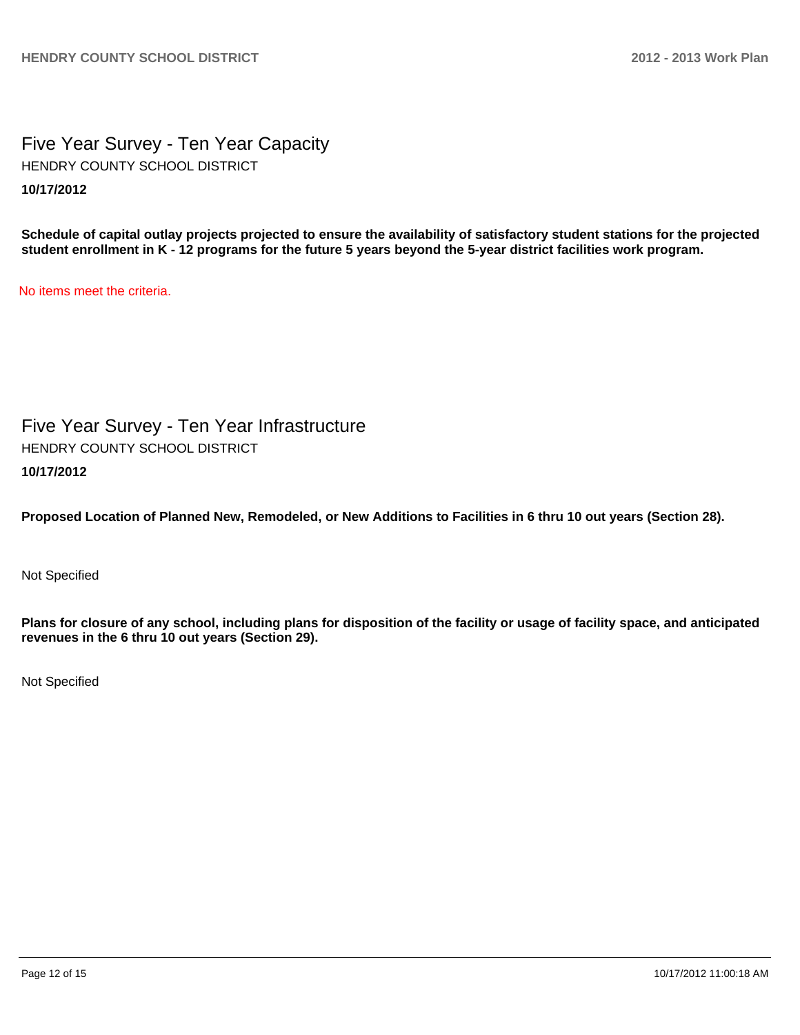# Five Year Survey - Ten Year Capacity

HENDRY COUNTY SCHOOL DISTRICT

**10/17/2012**

**Schedule of capital outlay projects projected to ensure the availability of satisfactory student stations for the projected student enrollment in K - 12 programs for the future 5 years beyond the 5-year district facilities work program.**

No items meet the criteria.

# Five Year Survey - Ten Year Infrastructure

HENDRY COUNTY SCHOOL DISTRICT

**10/17/2012**

**Proposed Location of Planned New, Remodeled, or New Additions to Facilities in 6 thru 10 out years (Section 28).**

Not Specified

**Plans for closure of any school, including plans for disposition of the facility or usage of facility space, and anticipated revenues in the 6 thru 10 out years (Section 29).**

Not Specified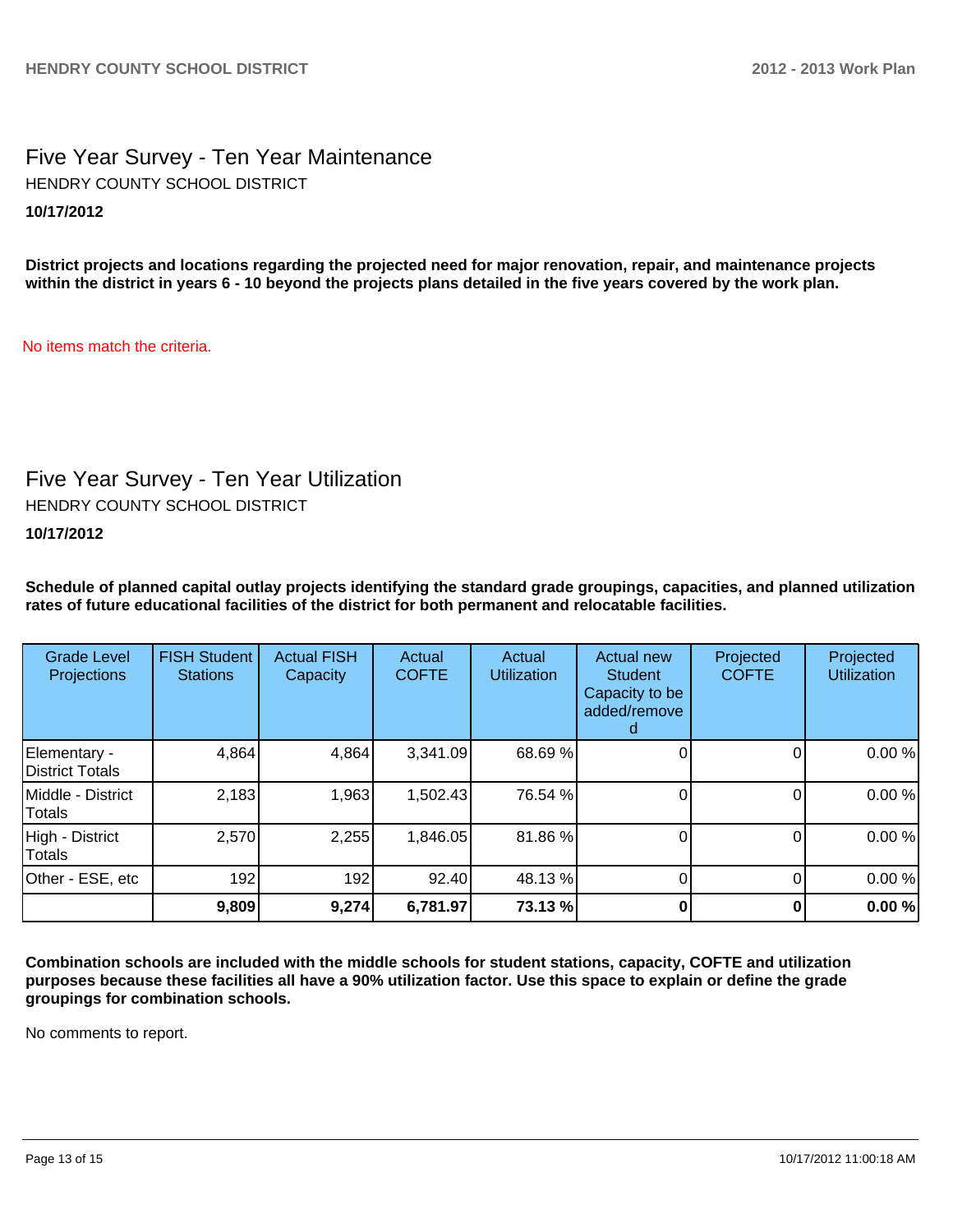## Five Year Survey - Ten Year Maintenance

HENDRY COUNTY SCHOOL DISTRICT

**10/17/2012**

**District projects and locations regarding the projected need for major renovation, repair, and maintenance projects within the district in years 6 - 10 beyond the projects plans detailed in the five years covered by the work plan.**

No items match the criteria.

## Five Year Survey - Ten Year Utilization

HENDRY COUNTY SCHOOL DISTRICT

**10/17/2012**

**Schedule of planned capital outlay projects identifying the standard grade groupings, capacities, and planned utilization rates of future educational facilities of the district for both permanent and relocatable facilities.**

| Grade Level Projections | FISH Student Stations | Actual FISH Capacity | Actual COFTE | Actual Utilization | Actual new Student Capacity to be added/removed | Projected COFTE | Projected Utilization |
|---|---|---|---|---|---|---|---|
| Elementary - District Totals | 4,864 | 4,864 | 3,341.09 | 68.69 % | 0 | 0 | 0.00 % |
| Middle - District Totals | 2,183 | 1,963 | 1,502.43 | 76.54 % | 0 | 0 | 0.00 % |
| High - District Totals | 2,570 | 2,255 | 1,846.05 | 81.86 % | 0 | 0 | 0.00 % |
| Other - ESE, etc | 192 | 192 | 92.40 | 48.13 % | 0 | 0 | 0.00 % |
| | **9,809** | **9,274** | **6,781.97** | **73.13 %** | **0** | **0** | **0.00 %** |

**Combination schools are included with the middle schools for student stations, capacity, COFTE and utilization purposes because these facilities all have a 90% utilization factor. Use this space to explain or define the grade groupings for combination schools.**

No comments to report.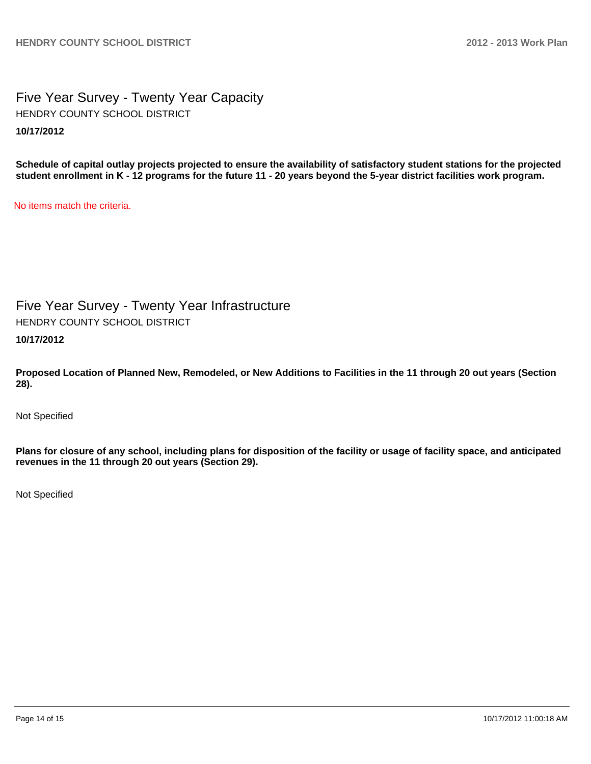# Five Year Survey - Twenty Year Capacity

HENDRY COUNTY SCHOOL DISTRICT

**10/17/2012**

**Schedule of capital outlay projects projected to ensure the availability of satisfactory student stations for the projected student enrollment in K - 12 programs for the future 11 - 20 years beyond the 5-year district facilities work program.**

No items match the criteria.

# Five Year Survey - Twenty Year Infrastructure

HENDRY COUNTY SCHOOL DISTRICT

**10/17/2012**

**Proposed Location of Planned New, Remodeled, or New Additions to Facilities in the 11 through 20 out years (Section 28).**

Not Specified

**Plans for closure of any school, including plans for disposition of the facility or usage of facility space, and anticipated revenues in the 11 through 20 out years (Section 29).**

Not Specified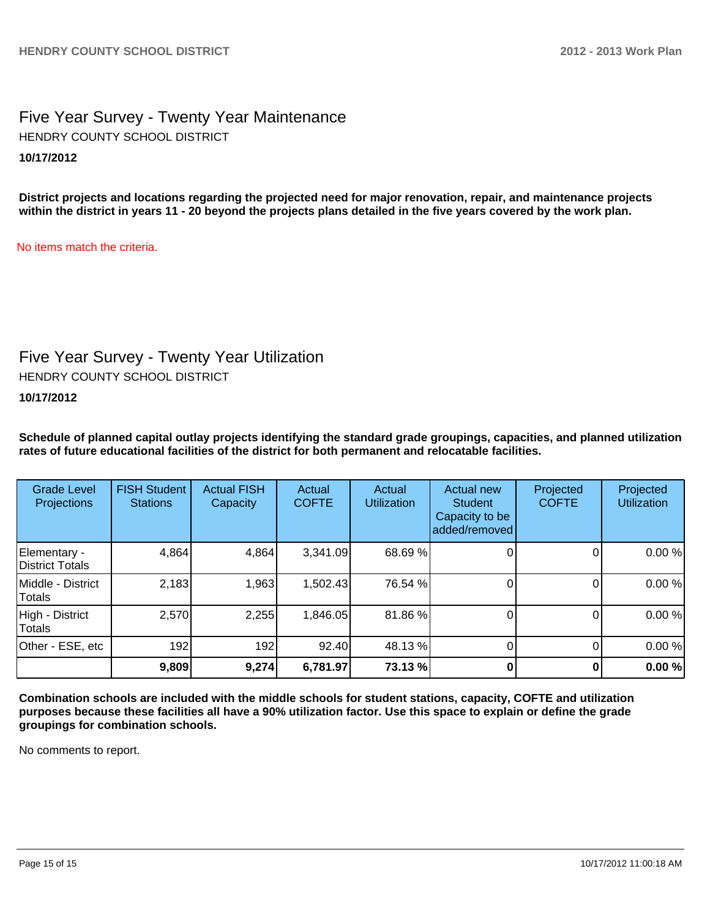## Five Year Survey - Twenty Year Maintenance

HENDRY COUNTY SCHOOL DISTRICT

**10/17/2012**

**District projects and locations regarding the projected need for major renovation, repair, and maintenance projects within the district in years 11 - 20 beyond the projects plans detailed in the five years covered by the work plan.**

No items match the criteria.

## Five Year Survey - Twenty Year Utilization

HENDRY COUNTY SCHOOL DISTRICT

**10/17/2012**

**Schedule of planned capital outlay projects identifying the standard grade groupings, capacities, and planned utilization rates of future educational facilities of the district for both permanent and relocatable facilities.**

| Grade Level Projections | FISH Student Stations | Actual FISH Capacity | Actual COFTE | Actual Utilization | Actual new Student Capacity to be added/removed | Projected COFTE | Projected Utilization |
|---|---|---|---|---|---|---|---|
| Elementary - District Totals | 4,864 | 4,864 | 3,341.09 | 68.69 % | 0 | 0 | 0.00 % |
| Middle - District Totals | 2,183 | 1,963 | 1,502.43 | 76.54 % | 0 | 0 | 0.00 % |
| High - District Totals | 2,570 | 2,255 | 1,846.05 | 81.86 % | 0 | 0 | 0.00 % |
| Other - ESE, etc | 192 | 192 | 92.40 | 48.13 % | 0 | 0 | 0.00 % |
| | **9,809** | **9,274** | **6,781.97** | **73.13 %** | **0** | **0** | **0.00 %** |

**Combination schools are included with the middle schools for student stations, capacity, COFTE and utilization purposes because these facilities all have a 90% utilization factor. Use this space to explain or define the grade groupings for combination schools.**

No comments to report.